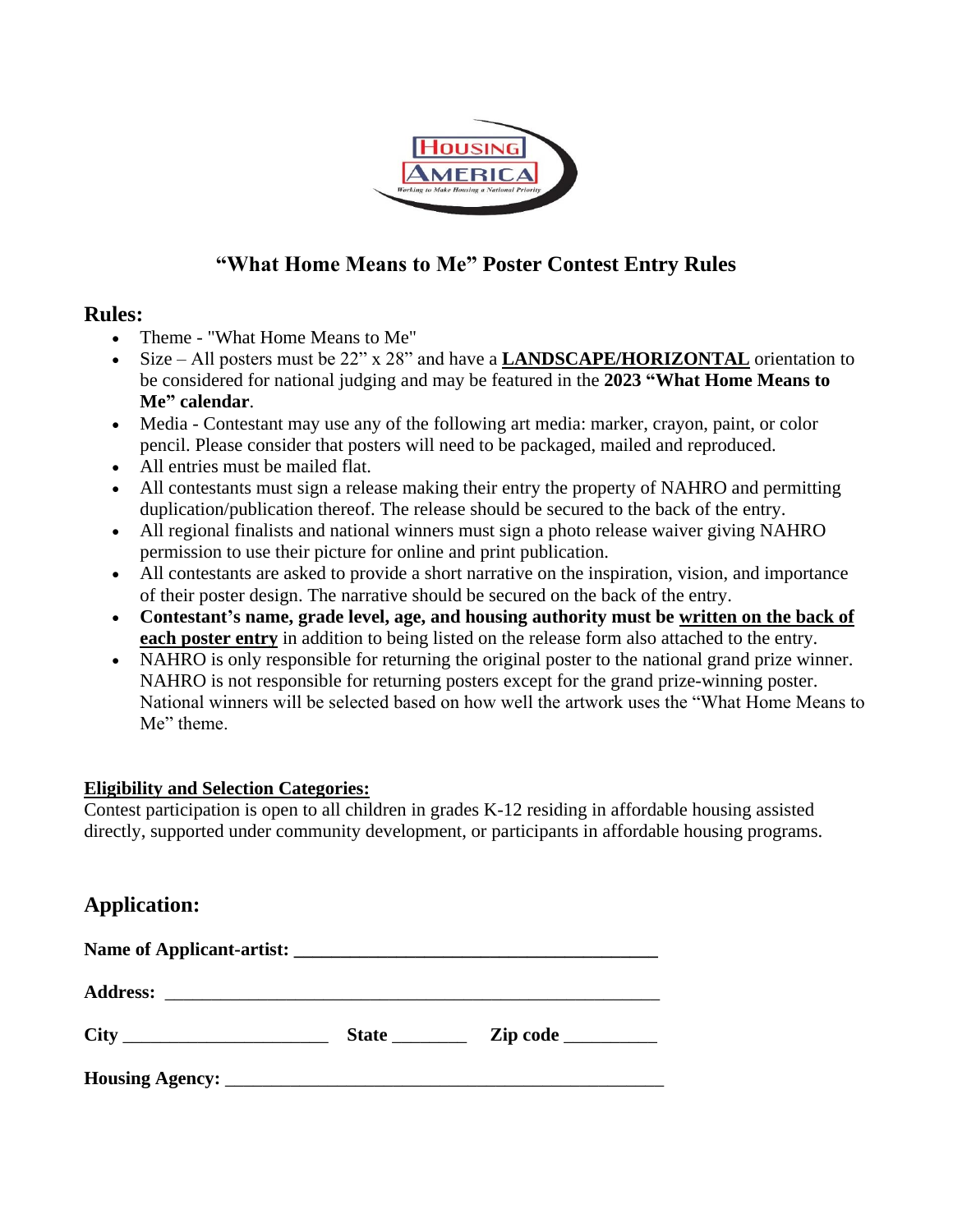# "What Home Means to Me" Poster Contest Entry Rules

## Rules:

- Theme - "What Home Means to Me"
- Size – All posters must be 22" x 28" and have a **LANDSCAPE/HORIZONTAL** orientation to be considered for national judging and may be featured in the **2023 "What Home Means to Me" calendar**.
- Media - Contestant may use any of the following art media: marker, crayon, paint, or color pencil. Please consider that posters will need to be packaged, mailed and reproduced.
- All entries must be mailed flat.
- All contestants must sign a release making their entry the property of NAHRO and permitting duplication/publication thereof. The release should be secured to the back of the entry.
- All regional finalists and national winners must sign a photo release waiver giving NAHRO permission to use their picture for online and print publication.
- All contestants are asked to provide a short narrative on the inspiration, vision, and importance of their poster design. The narrative should be secured on the back of the entry.
- **Contestant's name, grade level, age, and housing authority must be written on the back of each poster entry** in addition to being listed on the release form also attached to the entry.
- NAHRO is only responsible for returning the original poster to the national grand prize winner. NAHRO is not responsible for returning posters except for the grand prize-winning poster. National winners will be selected based on how well the artwork uses the "What Home Means to Me" theme.

**Eligibility and Selection Categories:**

Contest participation is open to all children in grades K-12 residing in affordable housing assisted directly, supported under community development, or participants in affordable housing programs.

## Application:

**Name of Applicant-artist:** ________________________________________

**Address:** ________________________________________________________

**City** _____________________ **State** ________ **Zip code** __________

**Housing Agency:** _________________________________________________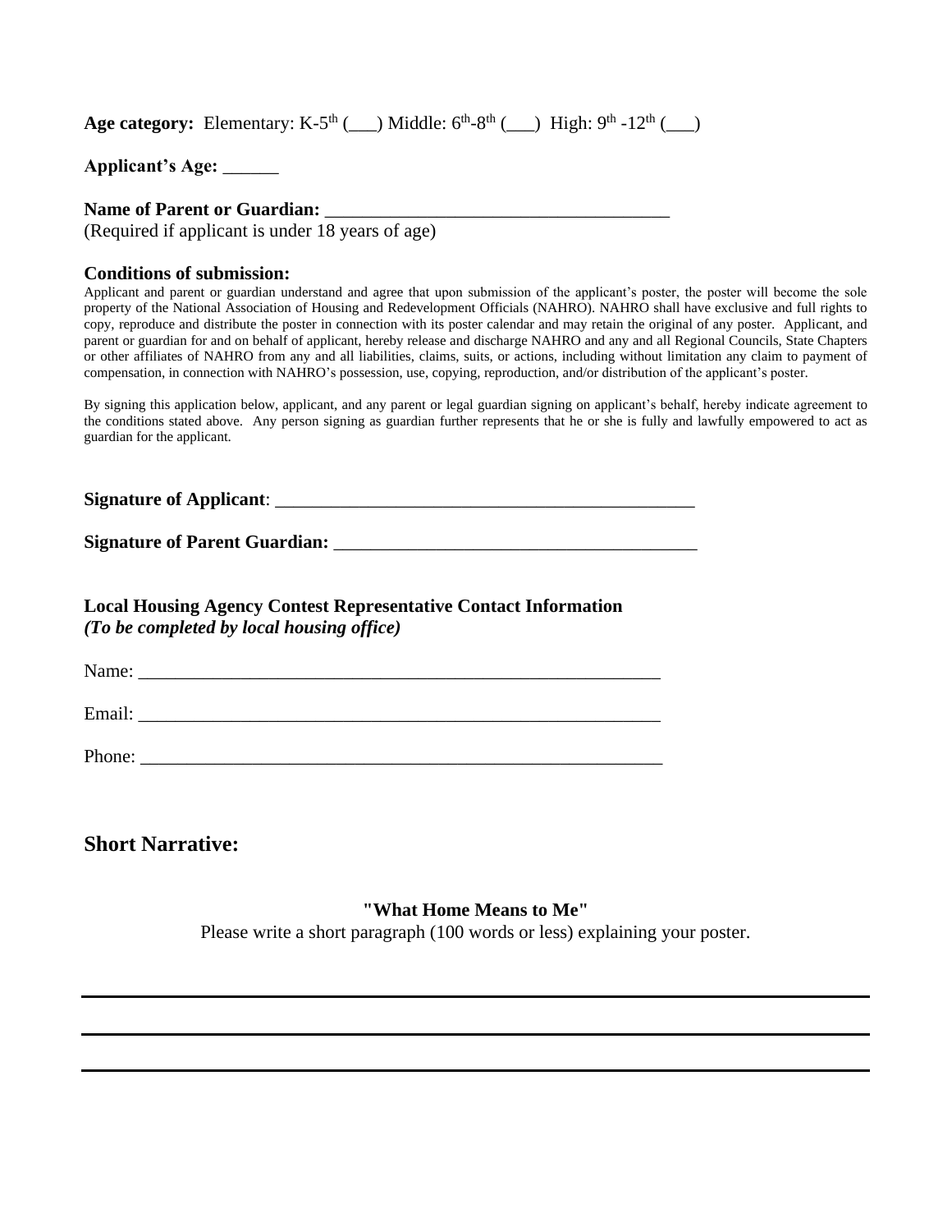**Age category:** Elementary: K-5$^{th}$ (___) Middle: 6$^{th}$-8$^{th}$ (___) High: 9$^{th}$ -12$^{th}$ (___)

**Applicant's Age:** ______

**Name of Parent or Guardian:** _____________________________________
(Required if applicant is under 18 years of age)

**Conditions of submission:**

Applicant and parent or guardian understand and agree that upon submission of the applicant's poster, the poster will become the sole property of the National Association of Housing and Redevelopment Officials (NAHRO). NAHRO shall have exclusive and full rights to copy, reproduce and distribute the poster in connection with its poster calendar and may retain the original of any poster. Applicant, and parent or guardian for and on behalf of applicant, hereby release and discharge NAHRO and any and all Regional Councils, State Chapters or other affiliates of NAHRO from any and all liabilities, claims, suits, or actions, including without limitation any claim to payment of compensation, in connection with NAHRO's possession, use, copying, reproduction, and/or distribution of the applicant's poster.

By signing this application below, applicant, and any parent or legal guardian signing on applicant's behalf, hereby indicate agreement to the conditions stated above. Any person signing as guardian further represents that he or she is fully and lawfully empowered to act as guardian for the applicant.

**Signature of Applicant**: _______________________________________________

**Signature of Parent Guardian:** ________________________________________

**Local Housing Agency Contest Representative Contact Information**
***(To be completed by local housing office)***

Name: __________________________________________________________

Email: __________________________________________________________

Phone: __________________________________________________________

## Short Narrative:

**"What Home Means to Me"**
Please write a short paragraph (100 words or less) explaining your poster.

___________________________________________________________________________

___________________________________________________________________________

___________________________________________________________________________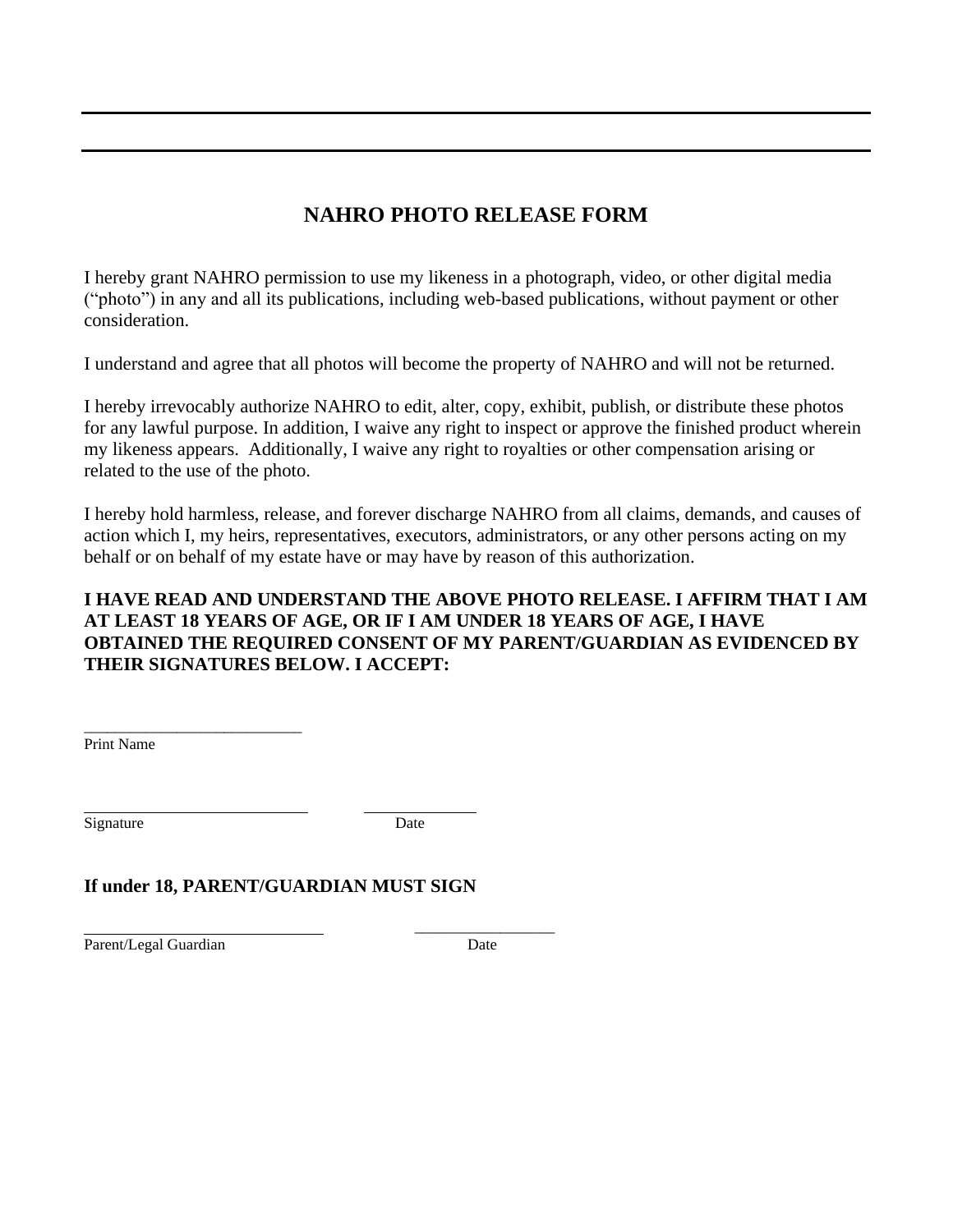# NAHRO PHOTO RELEASE FORM

I hereby grant NAHRO permission to use my likeness in a photograph, video, or other digital media ("photo") in any and all its publications, including web-based publications, without payment or other consideration.

I understand and agree that all photos will become the property of NAHRO and will not be returned.

I hereby irrevocably authorize NAHRO to edit, alter, copy, exhibit, publish, or distribute these photos for any lawful purpose. In addition, I waive any right to inspect or approve the finished product wherein my likeness appears. Additionally, I waive any right to royalties or other compensation arising or related to the use of the photo.

I hereby hold harmless, release, and forever discharge NAHRO from all claims, demands, and causes of action which I, my heirs, representatives, executors, administrators, or any other persons acting on my behalf or on behalf of my estate have or may have by reason of this authorization.

**I HAVE READ AND UNDERSTAND THE ABOVE PHOTO RELEASE. I AFFIRM THAT I AM AT LEAST 18 YEARS OF AGE, OR IF I AM UNDER 18 YEARS OF AGE, I HAVE OBTAINED THE REQUIRED CONSENT OF MY PARENT/GUARDIAN AS EVIDENCED BY THEIR SIGNATURES BELOW. I ACCEPT:**

___________________________
Print Name

___________________________ ______________
Signature Date

**If under 18, PARENT/GUARDIAN MUST SIGN**

______________________________ _________________
Parent/Legal Guardian Date